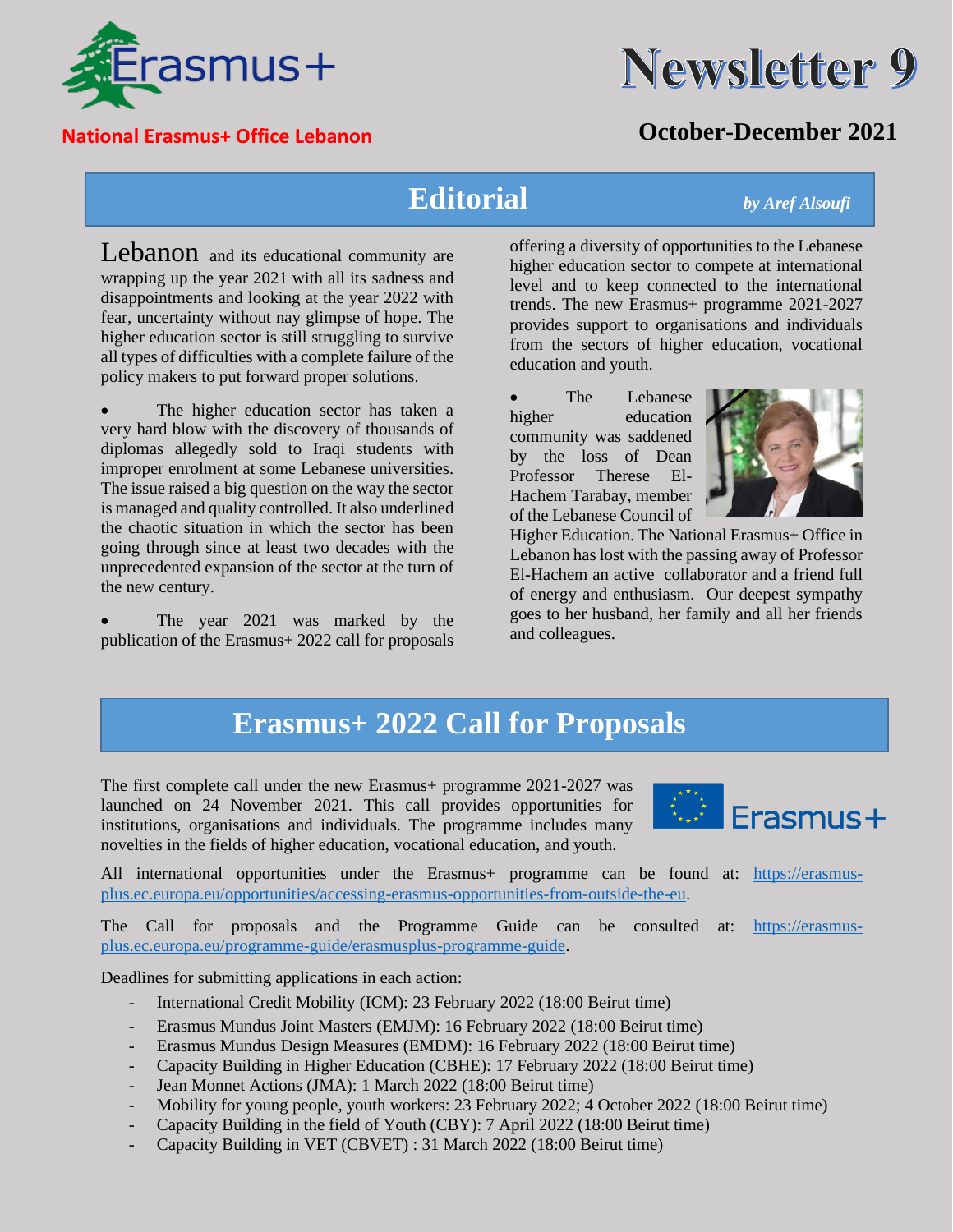# Newsletter 9

**National Erasmus+ Office Lebanon**

**October-December 2021**

## Editorial

*by Aref Alsoufi*

Lebanon and its educational community are wrapping up the year 2021 with all its sadness and disappointments and looking at the year 2022 with fear, uncertainty without nay glimpse of hope. The higher education sector is still struggling to survive all types of difficulties with a complete failure of the policy makers to put forward proper solutions.

- The higher education sector has taken a very hard blow with the discovery of thousands of diplomas allegedly sold to Iraqi students with improper enrolment at some Lebanese universities. The issue raised a big question on the way the sector is managed and quality controlled. It also underlined the chaotic situation in which the sector has been going through since at least two decades with the unprecedented expansion of the sector at the turn of the new century.

- The year 2021 was marked by the publication of the Erasmus+ 2022 call for proposals offering a diversity of opportunities to the Lebanese higher education sector to compete at international level and to keep connected to the international trends. The new Erasmus+ programme 2021-2027 provides support to organisations and individuals from the sectors of higher education, vocational education and youth.

- The Lebanese higher education community was saddened by the loss of Dean Professor Therese El-Hachem Tarabay, member of the Lebanese Council of Higher Education. The National Erasmus+ Office in Lebanon has lost with the passing away of Professor El-Hachem an active collaborator and a friend full of energy and enthusiasm. Our deepest sympathy goes to her husband, her family and all her friends and colleagues.

## Erasmus+ 2022 Call for Proposals

The first complete call under the new Erasmus+ programme 2021-2027 was launched on 24 November 2021. This call provides opportunities for institutions, organisations and individuals. The programme includes many novelties in the fields of higher education, vocational education, and youth.

All international opportunities under the Erasmus+ programme can be found at: https://erasmus-plus.ec.europa.eu/opportunities/accessing-erasmus-opportunities-from-outside-the-eu.

The Call for proposals and the Programme Guide can be consulted at: https://erasmus-plus.ec.europa.eu/programme-guide/erasmusplus-programme-guide.

Deadlines for submitting applications in each action:

- International Credit Mobility (ICM): 23 February 2022 (18:00 Beirut time)
- Erasmus Mundus Joint Masters (EMJM): 16 February 2022 (18:00 Beirut time)
- Erasmus Mundus Design Measures (EMDM): 16 February 2022 (18:00 Beirut time)
- Capacity Building in Higher Education (CBHE): 17 February 2022 (18:00 Beirut time)
- Jean Monnet Actions (JMA): 1 March 2022 (18:00 Beirut time)
- Mobility for young people, youth workers: 23 February 2022; 4 October 2022 (18:00 Beirut time)
- Capacity Building in the field of Youth (CBY): 7 April 2022 (18:00 Beirut time)
- Capacity Building in VET (CBVET) : 31 March 2022 (18:00 Beirut time)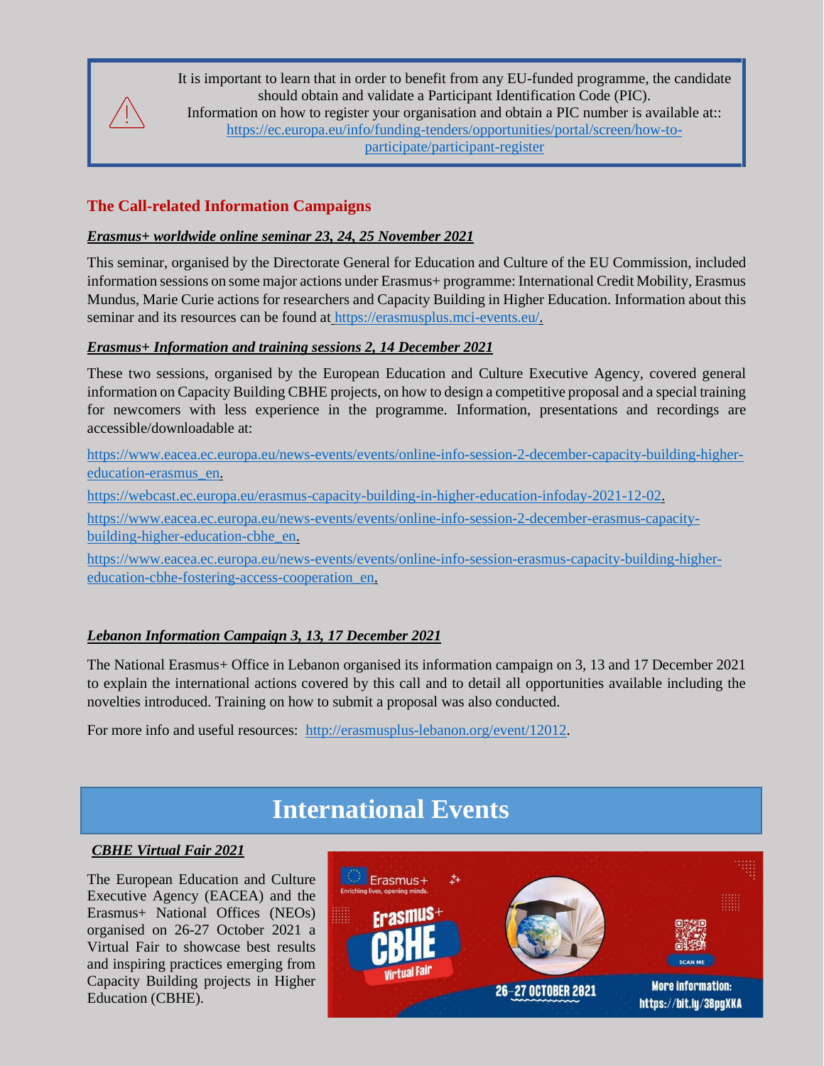It is important to learn that in order to benefit from any EU-funded programme, the candidate should obtain and validate a Participant Identification Code (PIC).
Information on how to register your organisation and obtain a PIC number is available at:: https://ec.europa.eu/info/funding-tenders/opportunities/portal/screen/how-to-participate/participant-register

## The Call-related Information Campaigns

### *Erasmus+ worldwide online seminar 23, 24, 25 November 2021*

This seminar, organised by the Directorate General for Education and Culture of the EU Commission, included information sessions on some major actions under Erasmus+ programme: International Credit Mobility, Erasmus Mundus, Marie Curie actions for researchers and Capacity Building in Higher Education. Information about this seminar and its resources can be found at https://erasmusplus.mci-events.eu/.

### *Erasmus+ Information and training sessions 2, 14 December 2021*

These two sessions, organised by the European Education and Culture Executive Agency, covered general information on Capacity Building CBHE projects, on how to design a competitive proposal and a special training for newcomers with less experience in the programme. Information, presentations and recordings are accessible/downloadable at:

https://www.eacea.ec.europa.eu/news-events/events/online-info-session-2-december-capacity-building-higher-education-erasmus_en.

https://webcast.ec.europa.eu/erasmus-capacity-building-in-higher-education-infoday-2021-12-02.

https://www.eacea.ec.europa.eu/news-events/events/online-info-session-2-december-erasmus-capacity-building-higher-education-cbhe_en.

https://www.eacea.ec.europa.eu/news-events/events/online-info-session-erasmus-capacity-building-higher-education-cbhe-fostering-access-cooperation_en.

### *Lebanon Information Campaign 3, 13, 17 December 2021*

The National Erasmus+ Office in Lebanon organised its information campaign on 3, 13 and 17 December 2021 to explain the international actions covered by this call and to detail all opportunities available including the novelties introduced. Training on how to submit a proposal was also conducted.

For more info and useful resources: http://erasmusplus-lebanon.org/event/12012.

# International Events

### *CBHE Virtual Fair 2021*

The European Education and Culture Executive Agency (EACEA) and the Erasmus+ National Offices (NEOs) organised on 26-27 October 2021 a Virtual Fair to showcase best results and inspiring practices emerging from Capacity Building projects in Higher Education (CBHE).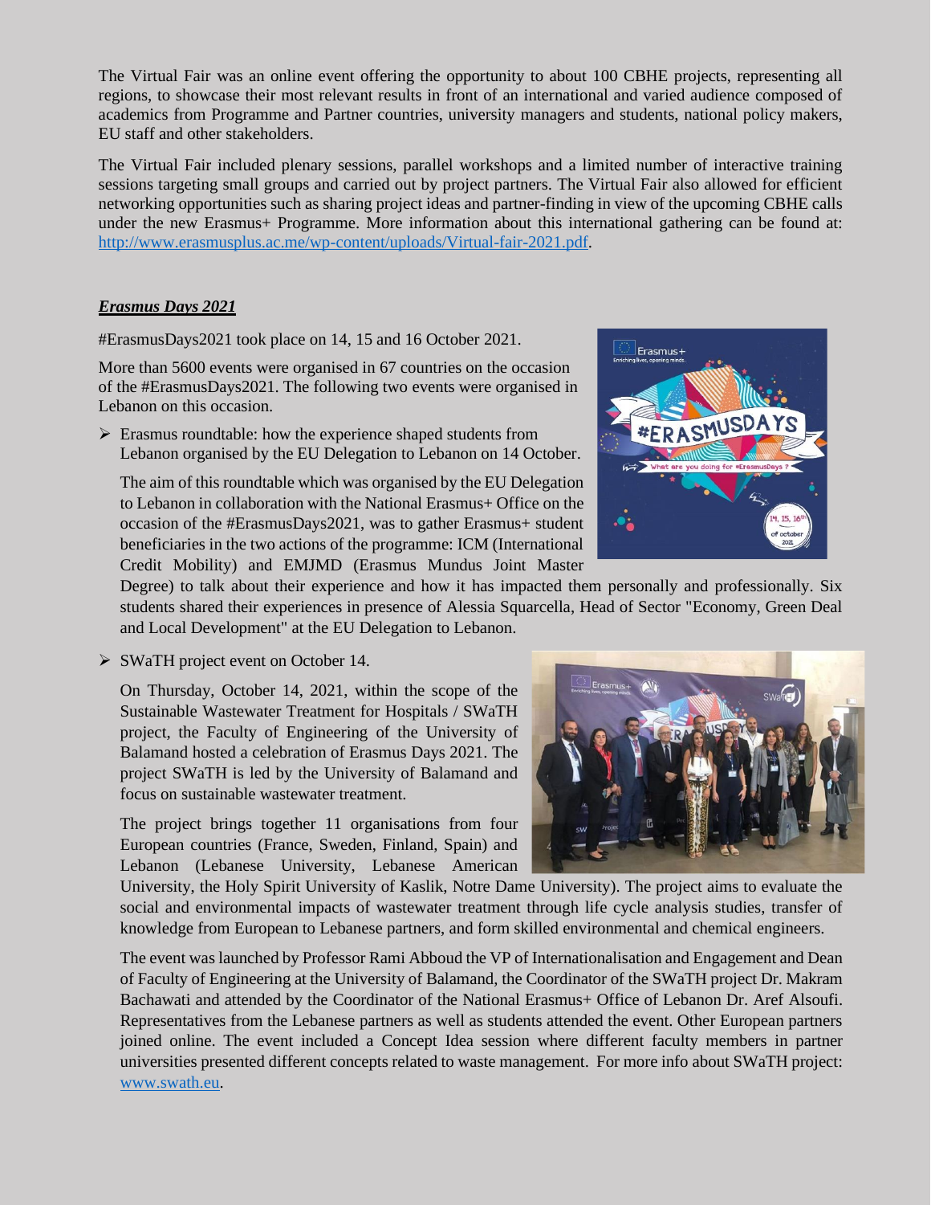The Virtual Fair was an online event offering the opportunity to about 100 CBHE projects, representing all regions, to showcase their most relevant results in front of an international and varied audience composed of academics from Programme and Partner countries, university managers and students, national policy makers, EU staff and other stakeholders.

The Virtual Fair included plenary sessions, parallel workshops and a limited number of interactive training sessions targeting small groups and carried out by project partners. The Virtual Fair also allowed for efficient networking opportunities such as sharing project ideas and partner-finding in view of the upcoming CBHE calls under the new Erasmus+ Programme. More information about this international gathering can be found at: http://www.erasmusplus.ac.me/wp-content/uploads/Virtual-fair-2021.pdf.

***Erasmus Days 2021***

#ErasmusDays2021 took place on 14, 15 and 16 October 2021.

More than 5600 events were organised in 67 countries on the occasion of the #ErasmusDays2021. The following two events were organised in Lebanon on this occasion.

- Erasmus roundtable: how the experience shaped students from Lebanon organised by the EU Delegation to Lebanon on 14 October.

  The aim of this roundtable which was organised by the EU Delegation to Lebanon in collaboration with the National Erasmus+ Office on the occasion of the #ErasmusDays2021, was to gather Erasmus+ student beneficiaries in the two actions of the programme: ICM (International Credit Mobility) and EMJMD (Erasmus Mundus Joint Master Degree) to talk about their experience and how it has impacted them personally and professionally. Six students shared their experiences in presence of Alessia Squarcella, Head of Sector "Economy, Green Deal and Local Development" at the EU Delegation to Lebanon.

- SWaTH project event on October 14.

  On Thursday, October 14, 2021, within the scope of the Sustainable Wastewater Treatment for Hospitals / SWaTH project, the Faculty of Engineering of the University of Balamand hosted a celebration of Erasmus Days 2021. The project SWaTH is led by the University of Balamand and focus on sustainable wastewater treatment.

  The project brings together 11 organisations from four European countries (France, Sweden, Finland, Spain) and Lebanon (Lebanese University, Lebanese American University, the Holy Spirit University of Kaslik, Notre Dame University). The project aims to evaluate the social and environmental impacts of wastewater treatment through life cycle analysis studies, transfer of knowledge from European to Lebanese partners, and form skilled environmental and chemical engineers.

  The event was launched by Professor Rami Abboud the VP of Internationalisation and Engagement and Dean of Faculty of Engineering at the University of Balamand, the Coordinator of the SWaTH project Dr. Makram Bachawati and attended by the Coordinator of the National Erasmus+ Office of Lebanon Dr. Aref Alsoufi. Representatives from the Lebanese partners as well as students attended the event. Other European partners joined online. The event included a Concept Idea session where different faculty members in partner universities presented different concepts related to waste management. For more info about SWaTH project: www.swath.eu.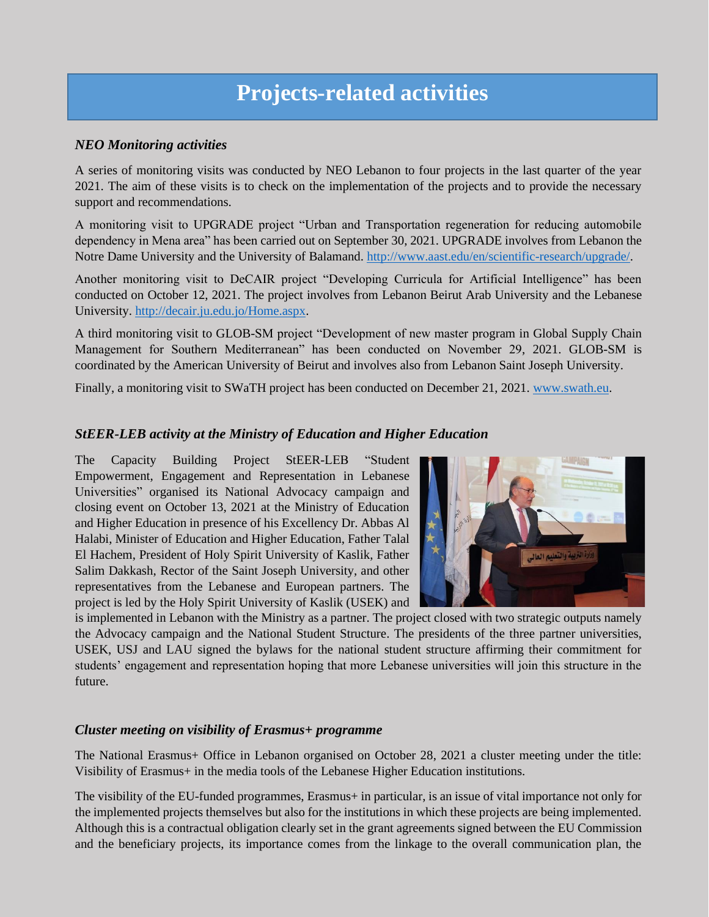# Projects-related activities

### *NEO Monitoring activities*

A series of monitoring visits was conducted by NEO Lebanon to four projects in the last quarter of the year 2021. The aim of these visits is to check on the implementation of the projects and to provide the necessary support and recommendations.

A monitoring visit to UPGRADE project "Urban and Transportation regeneration for reducing automobile dependency in Mena area" has been carried out on September 30, 2021. UPGRADE involves from Lebanon the Notre Dame University and the University of Balamand. http://www.aast.edu/en/scientific-research/upgrade/.

Another monitoring visit to DeCAIR project "Developing Curricula for Artificial Intelligence" has been conducted on October 12, 2021. The project involves from Lebanon Beirut Arab University and the Lebanese University. http://decair.ju.edu.jo/Home.aspx.

A third monitoring visit to GLOB-SM project "Development of new master program in Global Supply Chain Management for Southern Mediterranean" has been conducted on November 29, 2021. GLOB-SM is coordinated by the American University of Beirut and involves also from Lebanon Saint Joseph University.

Finally, a monitoring visit to SWaTH project has been conducted on December 21, 2021. www.swath.eu.

### *StEER-LEB activity at the Ministry of Education and Higher Education*

The Capacity Building Project StEER-LEB "Student Empowerment, Engagement and Representation in Lebanese Universities" organised its National Advocacy campaign and closing event on October 13, 2021 at the Ministry of Education and Higher Education in presence of his Excellency Dr. Abbas Al Halabi, Minister of Education and Higher Education, Father Talal El Hachem, President of Holy Spirit University of Kaslik, Father Salim Dakkash, Rector of the Saint Joseph University, and other representatives from the Lebanese and European partners. The project is led by the Holy Spirit University of Kaslik (USEK) and is implemented in Lebanon with the Ministry as a partner. The project closed with two strategic outputs namely the Advocacy campaign and the National Student Structure. The presidents of the three partner universities, USEK, USJ and LAU signed the bylaws for the national student structure affirming their commitment for students' engagement and representation hoping that more Lebanese universities will join this structure in the future.

### *Cluster meeting on visibility of Erasmus+ programme*

The National Erasmus+ Office in Lebanon organised on October 28, 2021 a cluster meeting under the title: Visibility of Erasmus+ in the media tools of the Lebanese Higher Education institutions.

The visibility of the EU-funded programmes, Erasmus+ in particular, is an issue of vital importance not only for the implemented projects themselves but also for the institutions in which these projects are being implemented. Although this is a contractual obligation clearly set in the grant agreements signed between the EU Commission and the beneficiary projects, its importance comes from the linkage to the overall communication plan, the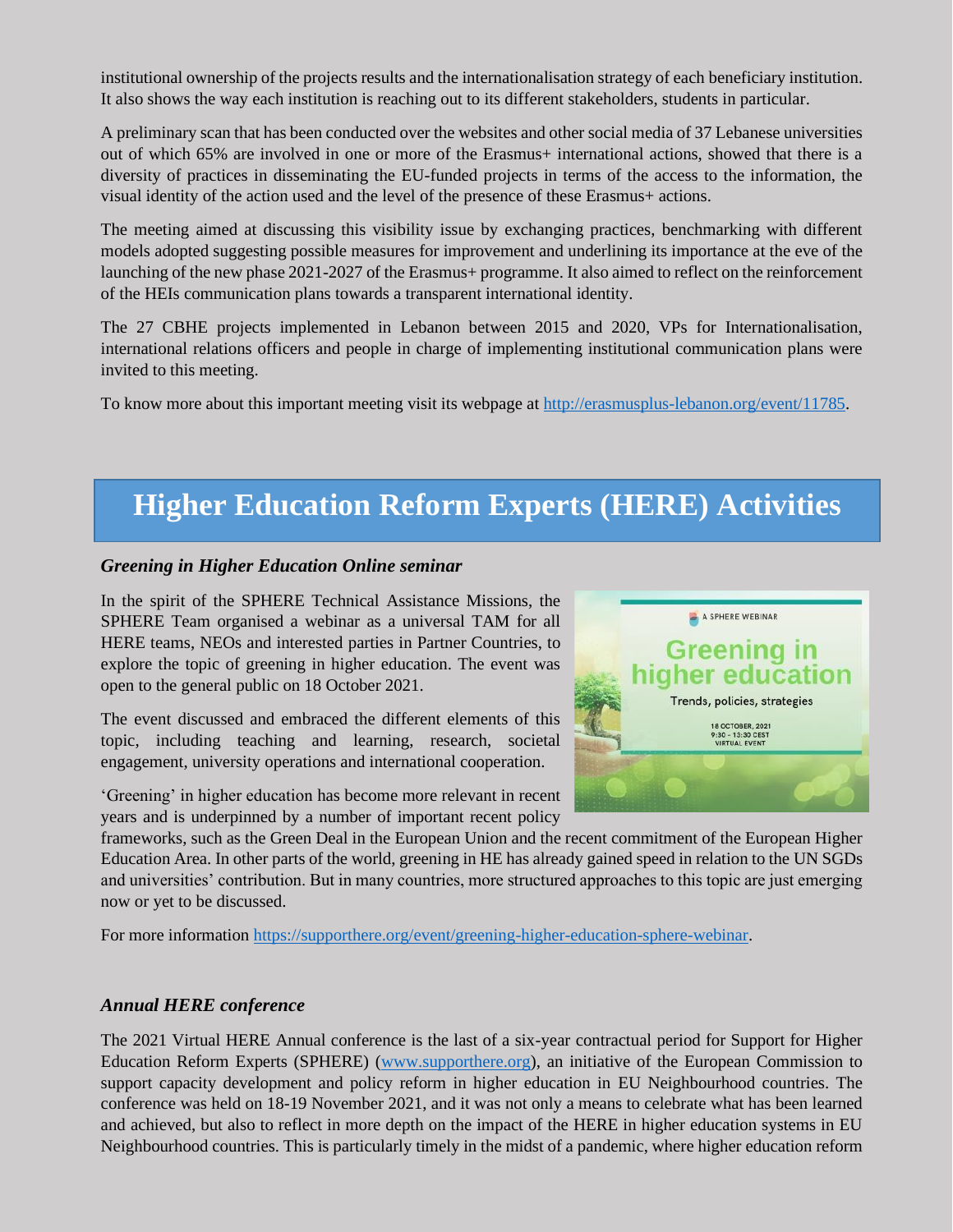institutional ownership of the projects results and the internationalisation strategy of each beneficiary institution. It also shows the way each institution is reaching out to its different stakeholders, students in particular.

A preliminary scan that has been conducted over the websites and other social media of 37 Lebanese universities out of which 65% are involved in one or more of the Erasmus+ international actions, showed that there is a diversity of practices in disseminating the EU-funded projects in terms of the access to the information, the visual identity of the action used and the level of the presence of these Erasmus+ actions.

The meeting aimed at discussing this visibility issue by exchanging practices, benchmarking with different models adopted suggesting possible measures for improvement and underlining its importance at the eve of the launching of the new phase 2021-2027 of the Erasmus+ programme. It also aimed to reflect on the reinforcement of the HEIs communication plans towards a transparent international identity.

The 27 CBHE projects implemented in Lebanon between 2015 and 2020, VPs for Internationalisation, international relations officers and people in charge of implementing institutional communication plans were invited to this meeting.

To know more about this important meeting visit its webpage at http://erasmusplus-lebanon.org/event/11785.

# Higher Education Reform Experts (HERE) Activities

### *Greening in Higher Education Online seminar*

In the spirit of the SPHERE Technical Assistance Missions, the SPHERE Team organised a webinar as a universal TAM for all HERE teams, NEOs and interested parties in Partner Countries, to explore the topic of greening in higher education. The event was open to the general public on 18 October 2021.

The event discussed and embraced the different elements of this topic, including teaching and learning, research, societal engagement, university operations and international cooperation.

'Greening' in higher education has become more relevant in recent years and is underpinned by a number of important recent policy frameworks, such as the Green Deal in the European Union and the recent commitment of the European Higher Education Area. In other parts of the world, greening in HE has already gained speed in relation to the UN SGDs and universities' contribution. But in many countries, more structured approaches to this topic are just emerging now or yet to be discussed.

For more information https://supporthere.org/event/greening-higher-education-sphere-webinar.

### *Annual HERE conference*

The 2021 Virtual HERE Annual conference is the last of a six-year contractual period for Support for Higher Education Reform Experts (SPHERE) (www.supporthere.org), an initiative of the European Commission to support capacity development and policy reform in higher education in EU Neighbourhood countries. The conference was held on 18-19 November 2021, and it was not only a means to celebrate what has been learned and achieved, but also to reflect in more depth on the impact of the HERE in higher education systems in EU Neighbourhood countries. This is particularly timely in the midst of a pandemic, where higher education reform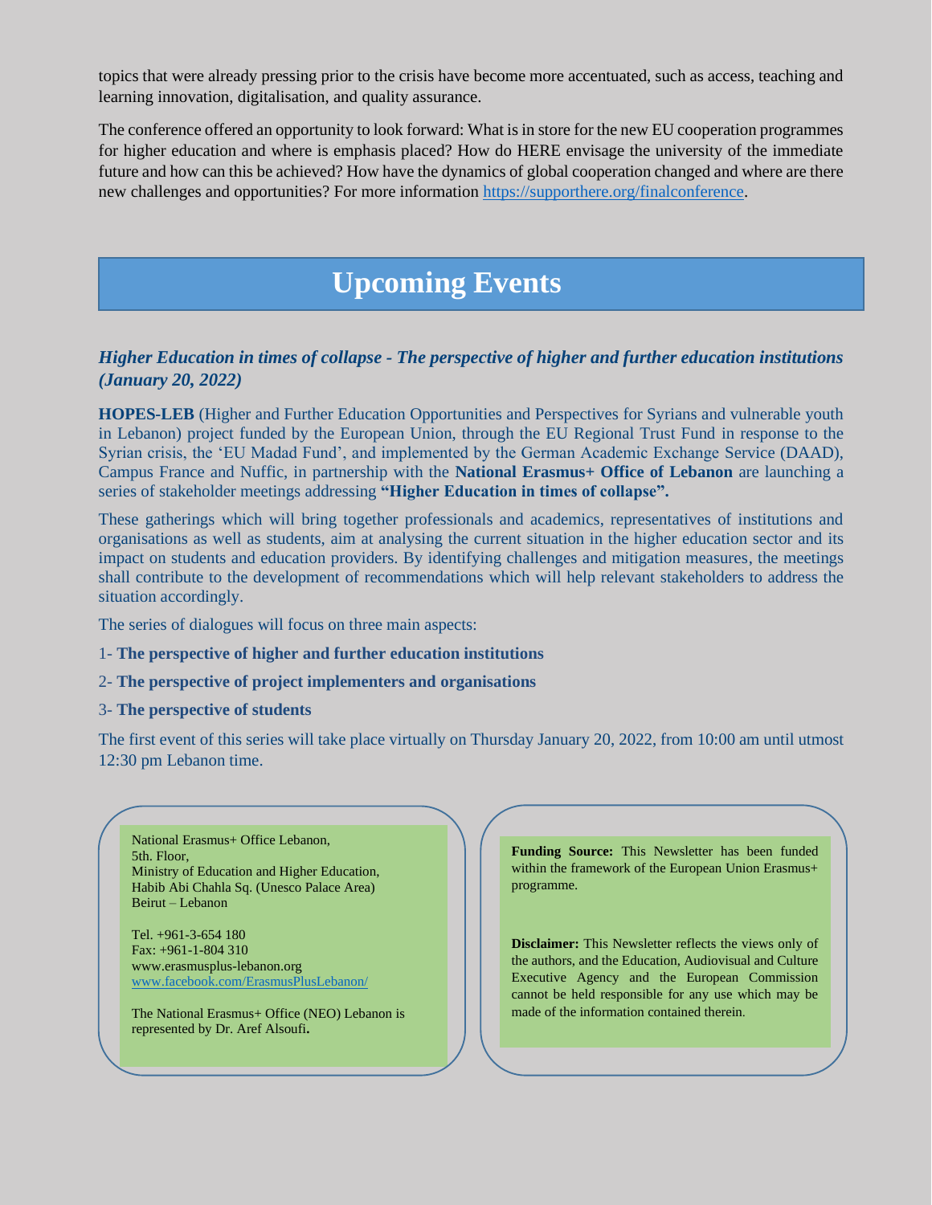topics that were already pressing prior to the crisis have become more accentuated, such as access, teaching and learning innovation, digitalisation, and quality assurance.

The conference offered an opportunity to look forward: What is in store for the new EU cooperation programmes for higher education and where is emphasis placed? How do HERE envisage the university of the immediate future and how can this be achieved? How have the dynamics of global cooperation changed and where are there new challenges and opportunities? For more information https://supporthere.org/finalconference.

# Upcoming Events

### *Higher Education in times of collapse - The perspective of higher and further education institutions (January 20, 2022)*

**HOPES-LEB** (Higher and Further Education Opportunities and Perspectives for Syrians and vulnerable youth in Lebanon) project funded by the European Union, through the EU Regional Trust Fund in response to the Syrian crisis, the 'EU Madad Fund', and implemented by the German Academic Exchange Service (DAAD), Campus France and Nuffic, in partnership with the **National Erasmus+ Office of Lebanon** are launching a series of stakeholder meetings addressing **"Higher Education in times of collapse".**

These gatherings which will bring together professionals and academics, representatives of institutions and organisations as well as students, aim at analysing the current situation in the higher education sector and its impact on students and education providers. By identifying challenges and mitigation measures, the meetings shall contribute to the development of recommendations which will help relevant stakeholders to address the situation accordingly.

The series of dialogues will focus on three main aspects:

1- **The perspective of higher and further education institutions**

2- **The perspective of project implementers and organisations**

3- **The perspective of students**

The first event of this series will take place virtually on Thursday January 20, 2022, from 10:00 am until utmost 12:30 pm Lebanon time.

National Erasmus+ Office Lebanon,
5th. Floor,
Ministry of Education and Higher Education,
Habib Abi Chahla Sq. (Unesco Palace Area)
Beirut – Lebanon

Tel. +961-3-654 180
Fax: +961-1-804 310
www.erasmusplus-lebanon.org
www.facebook.com/ErasmusPlusLebanon/

The National Erasmus+ Office (NEO) Lebanon is represented by Dr. Aref Alsoufi.

**Funding Source:** This Newsletter has been funded within the framework of the European Union Erasmus+ programme.

**Disclaimer:** This Newsletter reflects the views only of the authors, and the Education, Audiovisual and Culture Executive Agency and the European Commission cannot be held responsible for any use which may be made of the information contained therein.